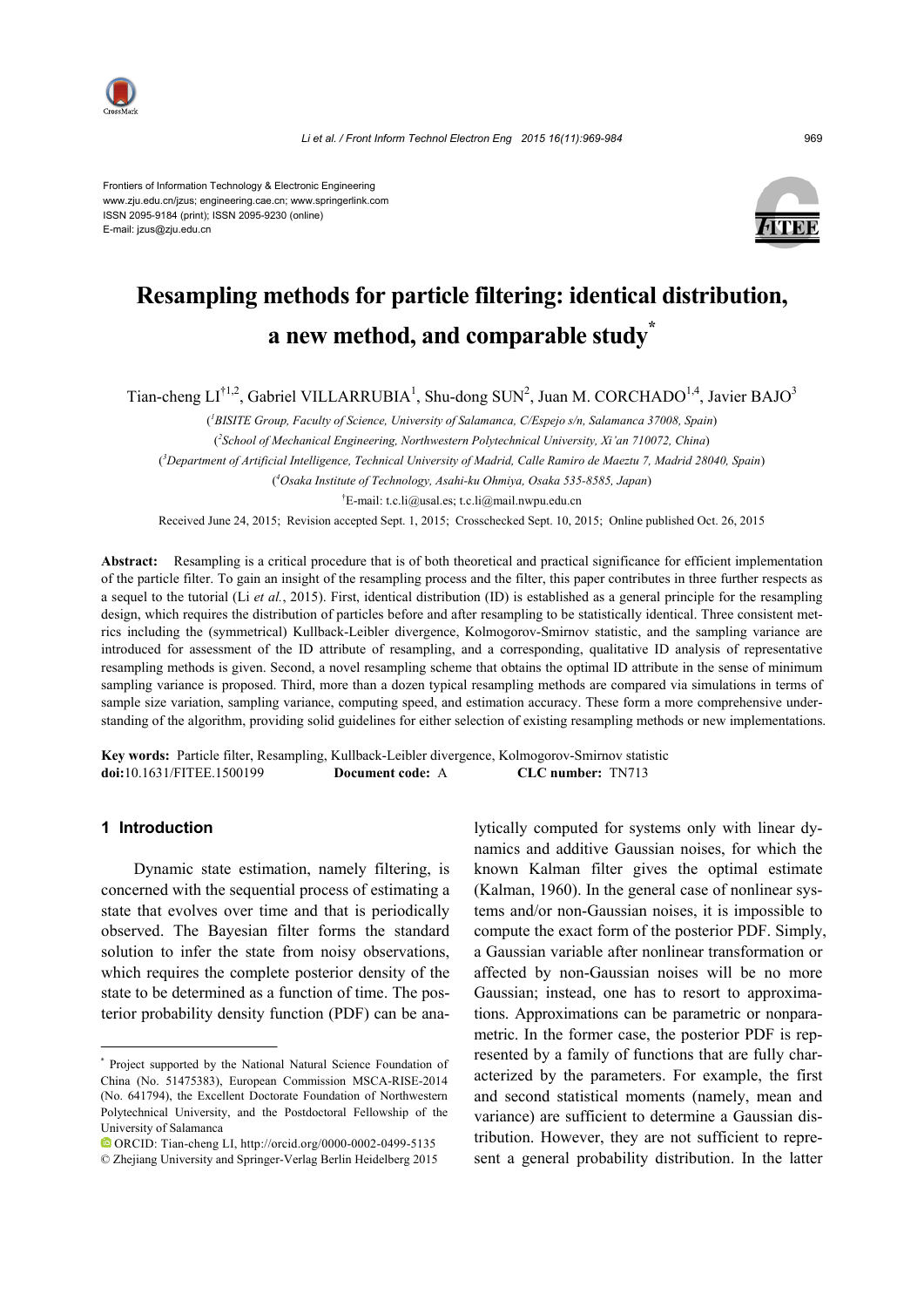Frontiers of Information Technology & Electronic Engineering
www.zju.edu.cn/jzus; engineering.cae.cn; www.springerlink.com
ISSN 2095-9184 (print); ISSN 2095-9230 (online)
E-mail: jzus@zju.edu.cn

# Resampling methods for particle filtering: identical distribution, a new method, and comparable study[*]

Tian-cheng LI[†1,2], Gabriel VILLARRUBIA[1], Shu-dong SUN[2], Juan M. CORCHADO[1,4], Javier BAJO[3]

([1]*BISITE Group, Faculty of Science, University of Salamanca, C/Espejo s/n, Salamanca 37008, Spain*)

([2]*School of Mechanical Engineering, Northwestern Polytechnical University, Xi'an 710072, China*)

([3]*Department of Artificial Intelligence, Technical University of Madrid, Calle Ramiro de Maeztu 7, Madrid 28040, Spain*)

([4]*Osaka Institute of Technology, Asahi-ku Ohmiya, Osaka 535-8585, Japan*)

[†]E-mail: t.c.li@usal.es; t.c.li@mail.nwpu.edu.cn

Received June 24, 2015; Revision accepted Sept. 1, 2015; Crosschecked Sept. 10, 2015; Online published Oct. 26, 2015

**Abstract:** Resampling is a critical procedure that is of both theoretical and practical significance for efficient implementation of the particle filter. To gain an insight of the resampling process and the filter, this paper contributes in three further respects as a sequel to the tutorial (Li *et al.*, 2015). First, identical distribution (ID) is established as a general principle for the resampling design, which requires the distribution of particles before and after resampling to be statistically identical. Three consistent metrics including the (symmetrical) Kullback-Leibler divergence, Kolmogorov-Smirnov statistic, and the sampling variance are introduced for assessment of the ID attribute of resampling, and a corresponding, qualitative ID analysis of representative resampling methods is given. Second, a novel resampling scheme that obtains the optimal ID attribute in the sense of minimum sampling variance is proposed. Third, more than a dozen typical resampling methods are compared via simulations in terms of sample size variation, sampling variance, computing speed, and estimation accuracy. These form a more comprehensive understanding of the algorithm, providing solid guidelines for either selection of existing resampling methods or new implementations.

**Key words:** Particle filter, Resampling, Kullback-Leibler divergence, Kolmogorov-Smirnov statistic
**doi:**10.1631/FITEE.1500199 **Document code:** A **CLC number:** TN713

## 1 Introduction

Dynamic state estimation, namely filtering, is concerned with the sequential process of estimating a state that evolves over time and that is periodically observed. The Bayesian filter forms the standard solution to infer the state from noisy observations, which requires the complete posterior density of the state to be determined as a function of time. The posterior probability density function (PDF) can be analytically computed for systems only with linear dynamics and additive Gaussian noises, for which the known Kalman filter gives the optimal estimate (Kalman, 1960). In the general case of nonlinear systems and/or non-Gaussian noises, it is impossible to compute the exact form of the posterior PDF. Simply, a Gaussian variable after nonlinear transformation or affected by non-Gaussian noises will be no more Gaussian; instead, one has to resort to approximations. Approximations can be parametric or nonparametric. In the former case, the posterior PDF is represented by a family of functions that are fully characterized by the parameters. For example, the first and second statistical moments (namely, mean and variance) are sufficient to determine a Gaussian distribution. However, they are not sufficient to represent a general probability distribution. In the latter

---

[*] Project supported by the National Natural Science Foundation of China (No. 51475383), European Commission MSCA-RISE-2014 (No. 641794), the Excellent Doctorate Foundation of Northwestern Polytechnical University, and the Postdoctoral Fellowship of the University of Salamanca

ORCID: Tian-cheng LI, http://orcid.org/0000-0002-0499-5135
© Zhejiang University and Springer-Verlag Berlin Heidelberg 2015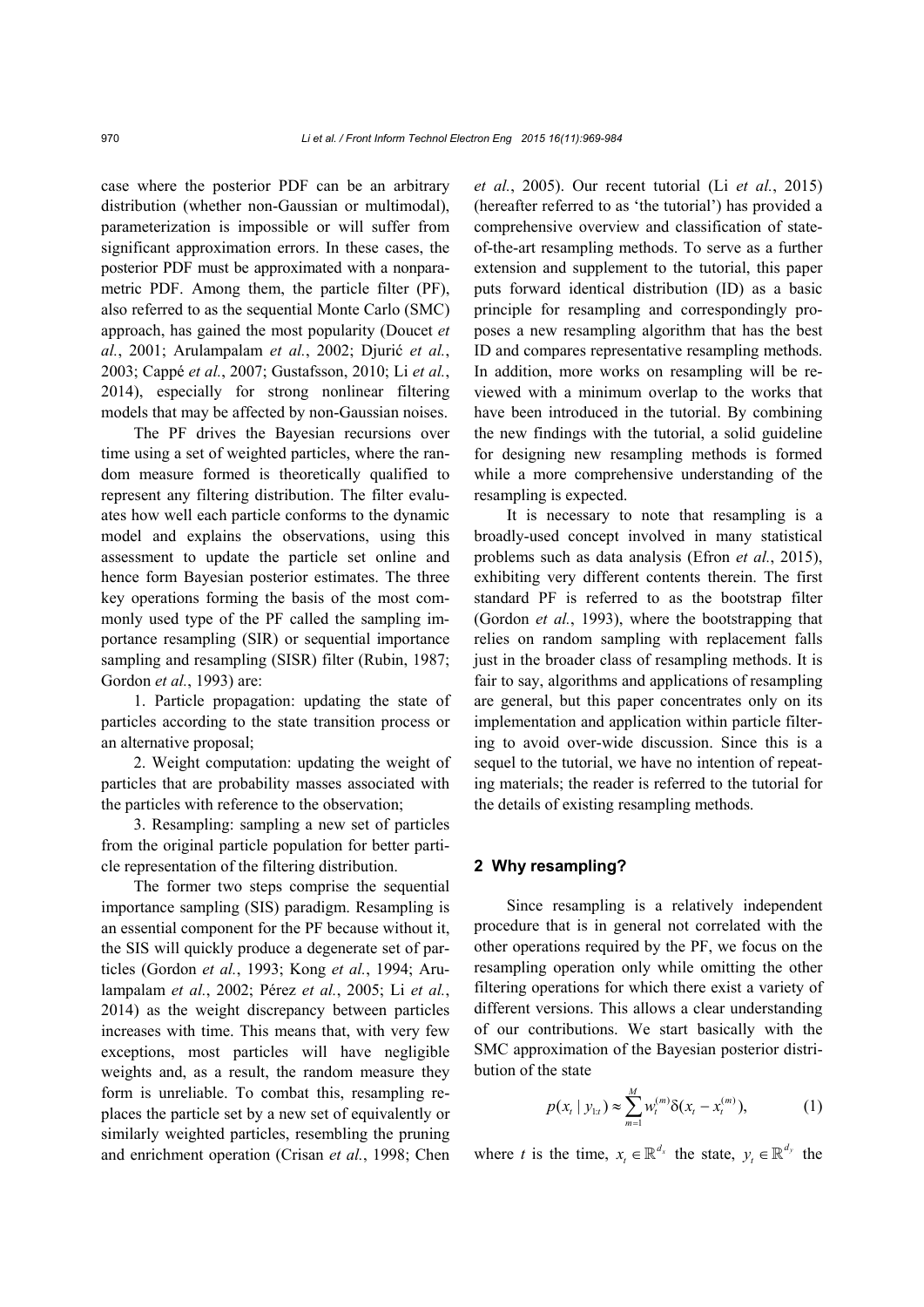case where the posterior PDF can be an arbitrary distribution (whether non-Gaussian or multimodal), parameterization is impossible or will suffer from significant approximation errors. In these cases, the posterior PDF must be approximated with a nonparametric PDF. Among them, the particle filter (PF), also referred to as the sequential Monte Carlo (SMC) approach, has gained the most popularity (Doucet *et al.*, 2001; Arulampalam *et al.*, 2002; Djurić *et al.*, 2003; Cappé *et al.*, 2007; Gustafsson, 2010; Li *et al.*, 2014), especially for strong nonlinear filtering models that may be affected by non-Gaussian noises.

The PF drives the Bayesian recursions over time using a set of weighted particles, where the random measure formed is theoretically qualified to represent any filtering distribution. The filter evaluates how well each particle conforms to the dynamic model and explains the observations, using this assessment to update the particle set online and hence form Bayesian posterior estimates. The three key operations forming the basis of the most commonly used type of the PF called the sampling importance resampling (SIR) or sequential importance sampling and resampling (SISR) filter (Rubin, 1987; Gordon *et al.*, 1993) are:

1. Particle propagation: updating the state of particles according to the state transition process or an alternative proposal;

2. Weight computation: updating the weight of particles that are probability masses associated with the particles with reference to the observation;

3. Resampling: sampling a new set of particles from the original particle population for better particle representation of the filtering distribution.

The former two steps comprise the sequential importance sampling (SIS) paradigm. Resampling is an essential component for the PF because without it, the SIS will quickly produce a degenerate set of particles (Gordon *et al.*, 1993; Kong *et al.*, 1994; Arulampalam *et al.*, 2002; Pérez *et al.*, 2005; Li *et al.*, 2014) as the weight discrepancy between particles increases with time. This means that, with very few exceptions, most particles will have negligible weights and, as a result, the random measure they form is unreliable. To combat this, resampling replaces the particle set by a new set of equivalently or similarly weighted particles, resembling the pruning and enrichment operation (Crisan *et al.*, 1998; Chen *et al.*, 2005). Our recent tutorial (Li *et al.*, 2015) (hereafter referred to as 'the tutorial') has provided a comprehensive overview and classification of state-of-the-art resampling methods. To serve as a further extension and supplement to the tutorial, this paper puts forward identical distribution (ID) as a basic principle for resampling and correspondingly proposes a new resampling algorithm that has the best ID and compares representative resampling methods. In addition, more works on resampling will be reviewed with a minimum overlap to the works that have been introduced in the tutorial. By combining the new findings with the tutorial, a solid guideline for designing new resampling methods is formed while a more comprehensive understanding of the resampling is expected.

It is necessary to note that resampling is a broadly-used concept involved in many statistical problems such as data analysis (Efron *et al.*, 2015), exhibiting very different contents therein. The first standard PF is referred to as the bootstrap filter (Gordon *et al.*, 1993), where the bootstrapping that relies on random sampling with replacement falls just in the broader class of resampling methods. It is fair to say, algorithms and applications of resampling are general, but this paper concentrates only on its implementation and application within particle filtering to avoid over-wide discussion. Since this is a sequel to the tutorial, we have no intention of repeating materials; the reader is referred to the tutorial for the details of existing resampling methods.

## 2 Why resampling?

Since resampling is a relatively independent procedure that is in general not correlated with the other operations required by the PF, we focus on the resampling operation only while omitting the other filtering operations for which there exist a variety of different versions. This allows a clear understanding of our contributions. We start basically with the SMC approximation of the Bayesian posterior distribution of the state

$$p(x_t \mid y_{1:t}) \approx \sum_{m=1}^{M} w_t^{(m)} \delta(x_t - x_t^{(m)}), \tag{1}$$

where $t$ is the time, $x_t \in \mathbb{R}^{d_x}$ the state, $y_t \in \mathbb{R}^{d_y}$ the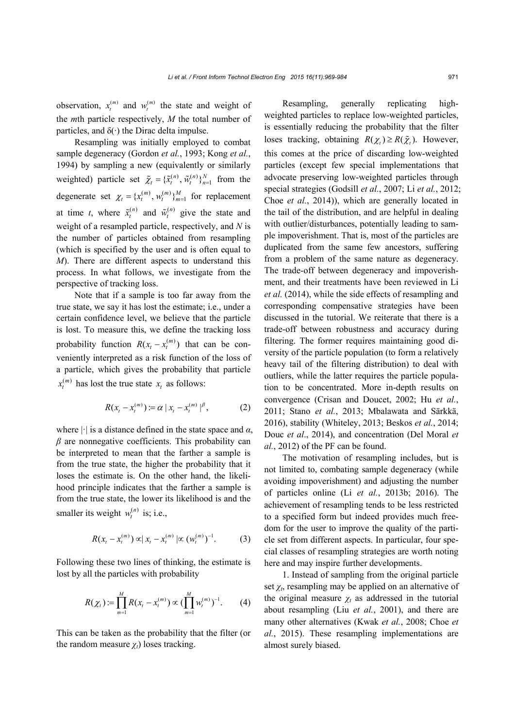observation, $x_t^{(m)}$ and $w_t^{(m)}$ the state and weight of the $m$th particle respectively, $M$ the total number of particles, and $\delta(\cdot)$ the Dirac delta impulse.

Resampling was initially employed to combat sample degeneracy (Gordon *et al.*, 1993; Kong *et al.*, 1994) by sampling a new (equivalently or similarly weighted) particle set $\tilde{\chi}_t = \{\tilde{x}_t^{(n)}, \tilde{w}_t^{(n)}\}_{n=1}^N$ from the degenerate set $\chi_t = \{x_t^{(m)}, w_t^{(m)}\}_{m=1}^M$ for replacement at time $t$, where $\tilde{x}_t^{(n)}$ and $\tilde{w}_t^{(n)}$ give the state and weight of a resampled particle, respectively, and $N$ is the number of particles obtained from resampling (which is specified by the user and is often equal to $M$). There are different aspects to understand this process. In what follows, we investigate from the perspective of tracking loss.

Note that if a sample is too far away from the true state, we say it has lost the estimate; i.e., under a certain confidence level, we believe that the particle is lost. To measure this, we define the tracking loss probability function $R(x_t - x_t^{(m)})$ that can be conveniently interpreted as a risk function of the loss of a particle, which gives the probability that particle $x_t^{(m)}$ has lost the true state $x_t$ as follows:

$$R(x_t - x_t^{(m)}) := \alpha \, | x_t - x_t^{(m)} |^{\beta}, \tag{2}$$

where $|\cdot|$ is a distance defined in the state space and $\alpha$, $\beta$ are nonnegative coefficients. This probability can be interpreted to mean that the farther a sample is from the true state, the higher the probability that it loses the estimate is. On the other hand, the likelihood principle indicates that the farther a sample is from the true state, the lower its likelihood is and the smaller its weight $w_t^{(n)}$ is; i.e.,

$$R(x_t - x_t^{(m)}) \propto | x_t - x_t^{(m)} | \propto (w_t^{(m)})^{-1}. \tag{3}$$

Following these two lines of thinking, the estimate is lost by all the particles with probability

$$R(\chi_t) := \prod_{m=1}^{M} R(x_t - x_t^{(m)}) \propto (\prod_{m=1}^{M} w_t^{(m)})^{-1}. \tag{4}$$

This can be taken as the probability that the filter (or the random measure $\chi_t$) loses tracking.

Resampling, generally replicating high-weighted particles to replace low-weighted particles, is essentially reducing the probability that the filter loses tracking, obtaining $R(\chi_t) \geq R(\tilde{\chi}_t)$. However, this comes at the price of discarding low-weighted particles (except few special implementations that advocate preserving low-weighted particles through special strategies (Godsill *et al.*, 2007; Li *et al.*, 2012; Choe *et al.*, 2014)), which are generally located in the tail of the distribution, and are helpful in dealing with outlier/disturbances, potentially leading to sample impoverishment. That is, most of the particles are duplicated from the same few ancestors, suffering from a problem of the same nature as degeneracy. The trade-off between degeneracy and impoverishment, and their treatments have been reviewed in Li *et al.* (2014), while the side effects of resampling and corresponding compensative strategies have been discussed in the tutorial. We reiterate that there is a trade-off between robustness and accuracy during filtering. The former requires maintaining good diversity of the particle population (to form a relatively heavy tail of the filtering distribution) to deal with outliers, while the latter requires the particle population to be concentrated. More in-depth results on convergence (Crisan and Doucet, 2002; Hu *et al.*, 2011; Stano *et al.*, 2013; Mbalawata and Särkkä, 2016), stability (Whiteley, 2013; Beskos *et al.*, 2014; Douc *et al*., 2014), and concentration (Del Moral *et al.*, 2012) of the PF can be found.

The motivation of resampling includes, but is not limited to, combating sample degeneracy (while avoiding impoverishment) and adjusting the number of particles online (Li *et al.*, 2013b; 2016). The achievement of resampling tends to be less restricted to a specified form but indeed provides much freedom for the user to improve the quality of the particle set from different aspects. In particular, four special classes of resampling strategies are worth noting here and may inspire further developments.

1. Instead of sampling from the original particle set $\chi_t$, resampling may be applied on an alternative of the original measure $\chi_t$ as addressed in the tutorial about resampling (Liu *et al.*, 2001), and there are many other alternatives (Kwak *et al.*, 2008; Choe *et al.*, 2015). These resampling implementations are almost surely biased.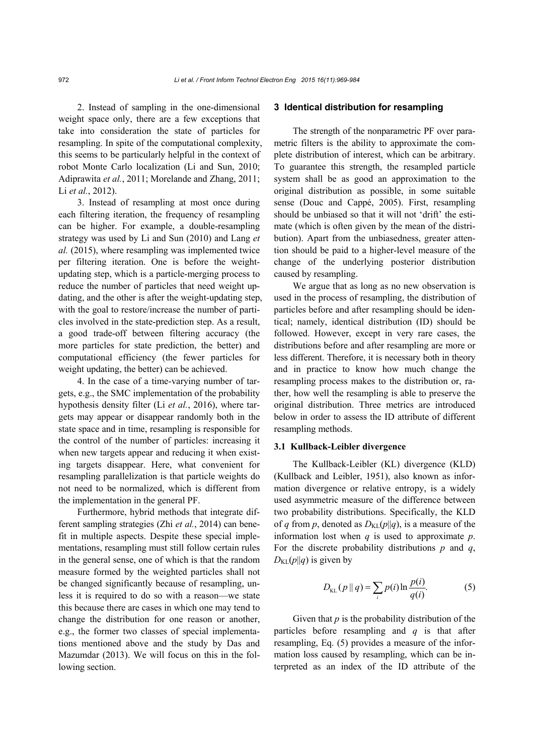2. Instead of sampling in the one-dimensional weight space only, there are a few exceptions that take into consideration the state of particles for resampling. In spite of the computational complexity, this seems to be particularly helpful in the context of robot Monte Carlo localization (Li and Sun, 2010; Adiprawita *et al.*, 2011; Morelande and Zhang, 2011; Li *et al.*, 2012).

3. Instead of resampling at most once during each filtering iteration, the frequency of resampling can be higher. For example, a double-resampling strategy was used by Li and Sun (2010) and Lang *et al.* (2015), where resampling was implemented twice per filtering iteration. One is before the weight-updating step, which is a particle-merging process to reduce the number of particles that need weight updating, and the other is after the weight-updating step, with the goal to restore/increase the number of particles involved in the state-prediction step. As a result, a good trade-off between filtering accuracy (the more particles for state prediction, the better) and computational efficiency (the fewer particles for weight updating, the better) can be achieved.

4. In the case of a time-varying number of targets, e.g., the SMC implementation of the probability hypothesis density filter (Li *et al.*, 2016), where targets may appear or disappear randomly both in the state space and in time, resampling is responsible for the control of the number of particles: increasing it when new targets appear and reducing it when existing targets disappear. Here, what convenient for resampling parallelization is that particle weights do not need to be normalized, which is different from the implementation in the general PF.

Furthermore, hybrid methods that integrate different sampling strategies (Zhi *et al.*, 2014) can benefit in multiple aspects. Despite these special implementations, resampling must still follow certain rules in the general sense, one of which is that the random measure formed by the weighted particles shall not be changed significantly because of resampling, unless it is required to do so with a reason—we state this because there are cases in which one may tend to change the distribution for one reason or another, e.g., the former two classes of special implementations mentioned above and the study by Das and Mazumdar (2013). We will focus on this in the following section.

## 3 Identical distribution for resampling

The strength of the nonparametric PF over parametric filters is the ability to approximate the complete distribution of interest, which can be arbitrary. To guarantee this strength, the resampled particle system shall be as good an approximation to the original distribution as possible, in some suitable sense (Douc and Cappé, 2005). First, resampling should be unbiased so that it will not 'drift' the estimate (which is often given by the mean of the distribution). Apart from the unbiasedness, greater attention should be paid to a higher-level measure of the change of the underlying posterior distribution caused by resampling.

We argue that as long as no new observation is used in the process of resampling, the distribution of particles before and after resampling should be identical; namely, identical distribution (ID) should be followed. However, except in very rare cases, the distributions before and after resampling are more or less different. Therefore, it is necessary both in theory and in practice to know how much change the resampling process makes to the distribution or, rather, how well the resampling is able to preserve the original distribution. Three metrics are introduced below in order to assess the ID attribute of different resampling methods.

### 3.1 Kullback-Leibler divergence

The Kullback-Leibler (KL) divergence (KLD) (Kullback and Leibler, 1951), also known as information divergence or relative entropy, is a widely used asymmetric measure of the difference between two probability distributions. Specifically, the KLD of $q$ from $p$, denoted as $D_{\mathrm{KL}}(p\|q)$, is a measure of the information lost when $q$ is used to approximate $p$. For the discrete probability distributions $p$ and $q$, $D_{\mathrm{KL}}(p\|q)$ is given by

$$D_{\mathrm{KL}}(p\,\|\,q)=\sum_i p(i)\ln\frac{p(i)}{q(i)}. \tag{5}$$

Given that $p$ is the probability distribution of the particles before resampling and $q$ is that after resampling, Eq. (5) provides a measure of the information loss caused by resampling, which can be interpreted as an index of the ID attribute of the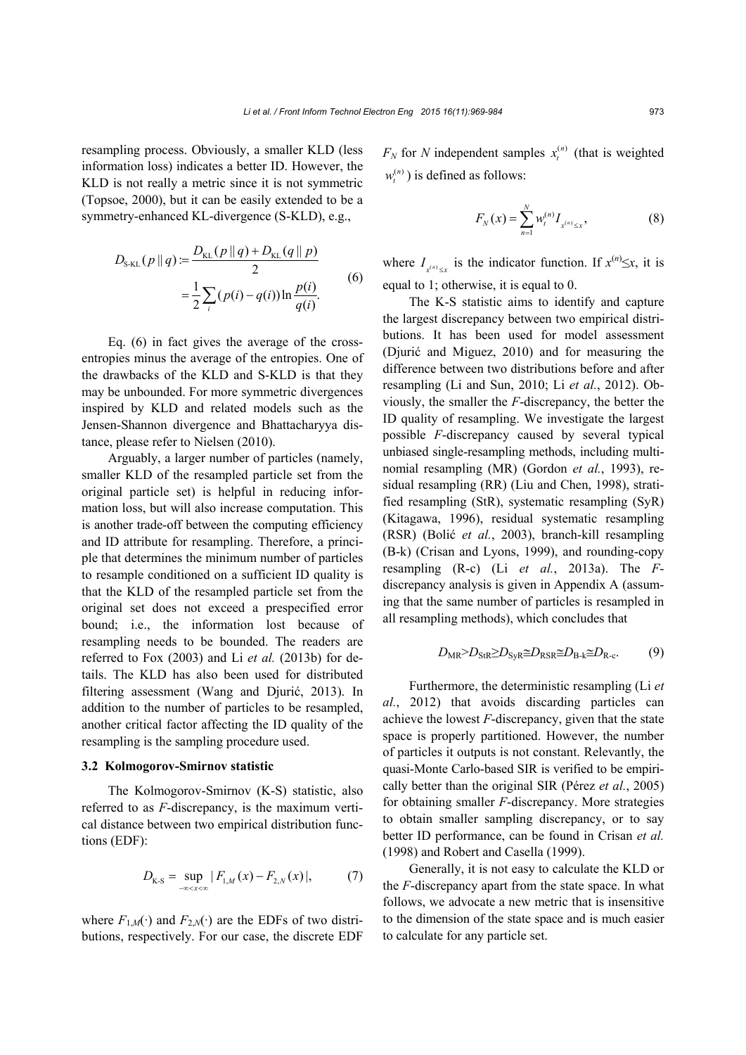resampling process. Obviously, a smaller KLD (less information loss) indicates a better ID. However, the KLD is not really a metric since it is not symmetric (Topsoe, 2000), but it can be easily extended to be a symmetry-enhanced KL-divergence (S-KLD), e.g.,

$$D_{\text{S-KL}}(p\,||\,q) := \frac{D_{\text{KL}}(p\,||\,q) + D_{\text{KL}}(q\,||\,p)}{2} = \frac{1}{2}\sum_i (p(i) - q(i)) \ln \frac{p(i)}{q(i)}. \tag{6}$$

Eq. (6) in fact gives the average of the cross-entropies minus the average of the entropies. One of the drawbacks of the KLD and S-KLD is that they may be unbounded. For more symmetric divergences inspired by KLD and related models such as the Jensen-Shannon divergence and Bhattacharyya distance, please refer to Nielsen (2010).

Arguably, a larger number of particles (namely, smaller KLD of the resampled particle set from the original particle set) is helpful in reducing information loss, but will also increase computation. This is another trade-off between the computing efficiency and ID attribute for resampling. Therefore, a principle that determines the minimum number of particles to resample conditioned on a sufficient ID quality is that the KLD of the resampled particle set from the original set does not exceed a prespecified error bound; i.e., the information lost because of resampling needs to be bounded. The readers are referred to Fox (2003) and Li *et al.* (2013b) for details. The KLD has also been used for distributed filtering assessment (Wang and Djurić, 2013). In addition to the number of particles to be resampled, another critical factor affecting the ID quality of the resampling is the sampling procedure used.

### 3.2 Kolmogorov-Smirnov statistic

The Kolmogorov-Smirnov (K-S) statistic, also referred to as *F*-discrepancy, is the maximum vertical distance between two empirical distribution functions (EDF):

$$D_{\text{K-S}} = \sup_{-\infty < x < \infty} |F_{1,M}(x) - F_{2,N}(x)|, \tag{7}$$

where $F_{1,M}(\cdot)$ and $F_{2,N}(\cdot)$ are the EDFs of two distributions, respectively. For our case, the discrete EDF $F_N$ for $N$ independent samples $x_t^{(n)}$ (that is weighted $w_t^{(n)}$) is defined as follows:

$$F_N(x) = \sum_{n=1}^{N} w_t^{(n)} I_{x^{(n)} \le x}, \tag{8}$$

where $I_{x^{(n)} \le x}$ is the indicator function. If $x^{(n)} \le x$, it is equal to 1; otherwise, it is equal to 0.

The K-S statistic aims to identify and capture the largest discrepancy between two empirical distributions. It has been used for model assessment (Djurić and Miguez, 2010) and for measuring the difference between two distributions before and after resampling (Li and Sun, 2010; Li *et al.*, 2012). Obviously, the smaller the *F*-discrepancy, the better the ID quality of resampling. We investigate the largest possible *F*-discrepancy caused by several typical unbiased single-resampling methods, including multinomial resampling (MR) (Gordon *et al.*, 1993), residual resampling (RR) (Liu and Chen, 1998), stratified resampling (StR), systematic resampling (SyR) (Kitagawa, 1996), residual systematic resampling (RSR) (Bolić *et al.*, 2003), branch-kill resampling (B-k) (Crisan and Lyons, 1999), and rounding-copy resampling (R-c) (Li *et al.*, 2013a). The *F*-discrepancy analysis is given in Appendix A (assuming that the same number of particles is resampled in all resampling methods), which concludes that

$$D_{\text{MR}} > D_{\text{StR}} \gtrsim D_{\text{SyR}} \cong D_{\text{RSR}} \cong D_{\text{B-k}} \cong D_{\text{R-c}}. \tag{9}$$

Furthermore, the deterministic resampling (Li *et al.*, 2012) that avoids discarding particles can achieve the lowest *F*-discrepancy, given that the state space is properly partitioned. However, the number of particles it outputs is not constant. Relevantly, the quasi-Monte Carlo-based SIR is verified to be empirically better than the original SIR (Pérez *et al.*, 2005) for obtaining smaller *F*-discrepancy. More strategies to obtain smaller sampling discrepancy, or to say better ID performance, can be found in Crisan *et al.* (1998) and Robert and Casella (1999).

Generally, it is not easy to calculate the KLD or the *F*-discrepancy apart from the state space. In what follows, we advocate a new metric that is insensitive to the dimension of the state space and is much easier to calculate for any particle set.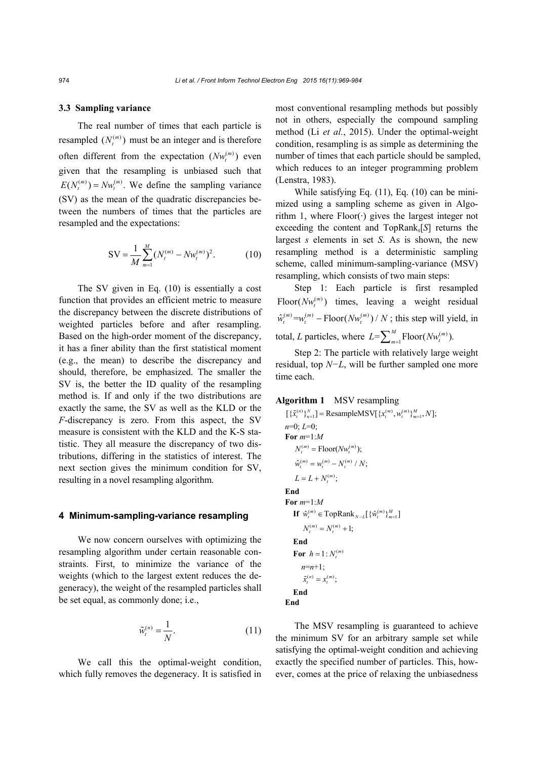### 3.3 Sampling variance

The real number of times that each particle is resampled ($N_t^{(m)}$) must be an integer and is therefore often different from the expectation ($Nw_t^{(m)}$) even given that the resampling is unbiased such that $E(N_t^{(m)}) = Nw_t^{(m)}$. We define the sampling variance (SV) as the mean of the quadratic discrepancies between the numbers of times that the particles are resampled and the expectations:

$$\text{SV} = \frac{1}{M}\sum_{m=1}^{M}(N_t^{(m)} - Nw_t^{(m)})^2. \tag{10}$$

The SV given in Eq. (10) is essentially a cost function that provides an efficient metric to measure the discrepancy between the discrete distributions of weighted particles before and after resampling. Based on the high-order moment of the discrepancy, it has a finer ability than the first statistical moment (e.g., the mean) to describe the discrepancy and should, therefore, be emphasized. The smaller the SV is, the better the ID quality of the resampling method is. If and only if the two distributions are exactly the same, the SV as well as the KLD or the $F$-discrepancy is zero. From this aspect, the SV measure is consistent with the KLD and the K-S statistic. They all measure the discrepancy of two distributions, differing in the statistics of interest. The next section gives the minimum condition for SV, resulting in a novel resampling algorithm.

## 4 Minimum-sampling-variance resampling

We now concern ourselves with optimizing the resampling algorithm under certain reasonable constraints. First, to minimize the variance of the weights (which to the largest extent reduces the degeneracy), the weight of the resampled particles shall be set equal, as commonly done; i.e.,

$$\tilde{w}_t^{(n)} = \frac{1}{N}. \tag{11}$$

We call this the optimal-weight condition, which fully removes the degeneracy. It is satisfied in most conventional resampling methods but possibly not in others, especially the compound sampling method (Li *et al.*, 2015). Under the optimal-weight condition, resampling is as simple as determining the number of times that each particle should be sampled, which reduces to an integer programming problem (Lenstra, 1983).

While satisfying Eq. (11), Eq. (10) can be minimized using a sampling scheme as given in Algorithm 1, where Floor(·) gives the largest integer not exceeding the content and $\text{TopRank}_s[S]$ returns the largest $s$ elements in set $S$. As is shown, the new resampling method is a deterministic sampling scheme, called minimum-sampling-variance (MSV) resampling, which consists of two main steps:

Step 1: Each particle is first resampled $\text{Floor}(Nw_t^{(m)})$ times, leaving a weight residual $\hat{w}_t^{(m)} = w_t^{(m)} - \text{Floor}(Nw_t^{(m)})/N$; this step will yield, in total, $L$ particles, where $L = \sum_{m=1}^{M}\text{Floor}(Nw_t^{(m)})$.

Step 2: The particle with relatively large weight residual, top $N-L$, will be further sampled one more time each.

**Algorithm 1** MSV resampling

$[\{\tilde{x}_t^{(n)}\}_{n=1}^{N}] = \text{ResampleMSV}[\{x_t^{(m)}, w_t^{(m)}\}_{m=1}^{M}, N]$;
$n$=0; $L$=0;
**For** $m$=1:$M$
  $N_t^{(m)} = \text{Floor}(Nw_t^{(m)})$;
  $\hat{w}_t^{(m)} = w_t^{(m)} - N_t^{(m)}/N$;
  $L = L + N_t^{(m)}$;
**End**
**For** $m$=1:$M$
  **If** $\hat{w}_t^{(m)} \in \text{TopRank}_{N-L}[\{\hat{w}_t^{(m)}\}_{m=1}^{M}]$
    $N_t^{(m)} = N_t^{(m)} + 1$;
  **End**
  **For** $h = 1:N_t^{(m)}$
    $n$=$n$+1;
    $\tilde{x}_t^{(n)} = x_t^{(m)}$;
  **End**
**End**

The MSV resampling is guaranteed to achieve the minimum SV for an arbitrary sample set while satisfying the optimal-weight condition and achieving exactly the specified number of particles. This, however, comes at the price of relaxing the unbiasedness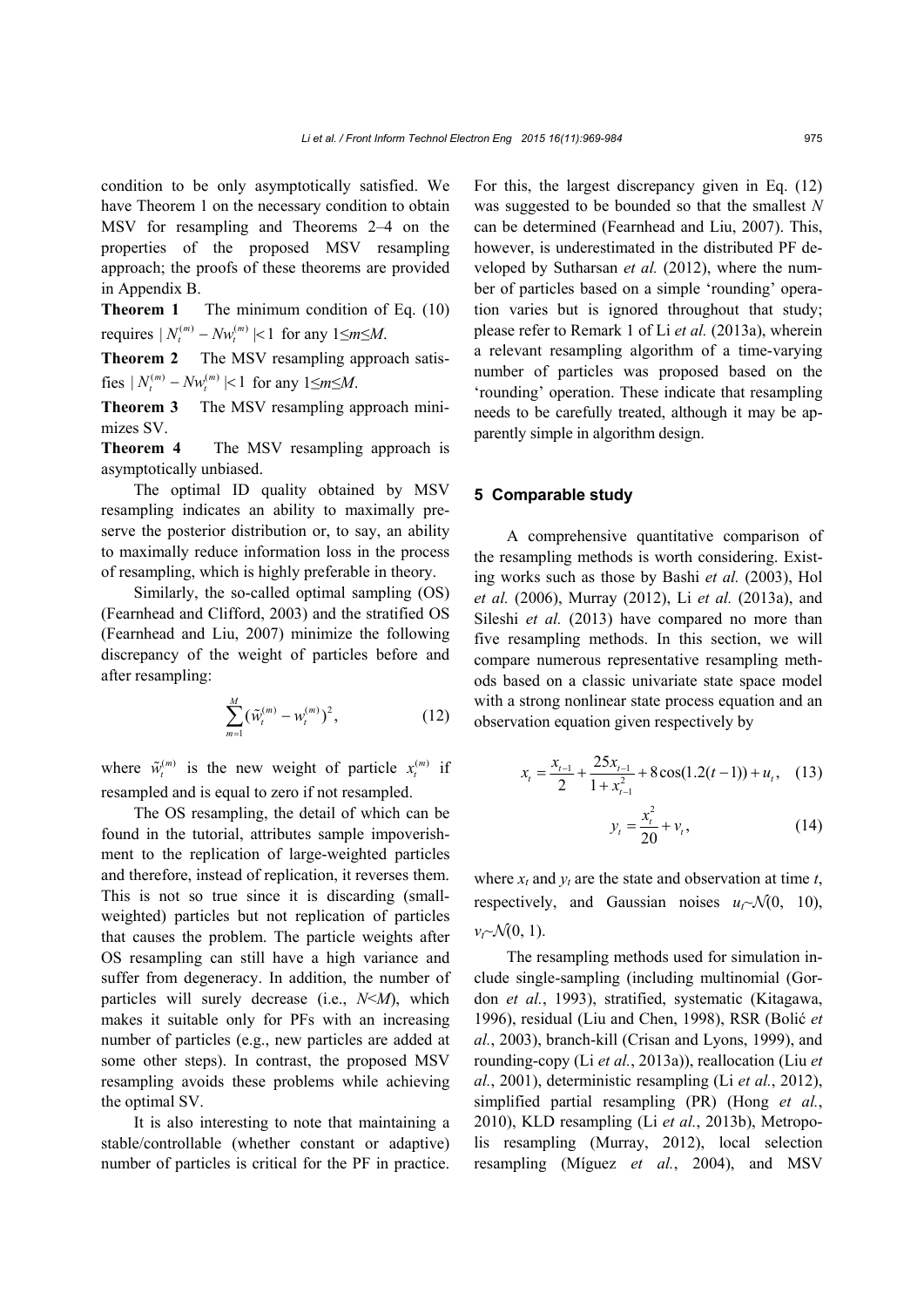condition to be only asymptotically satisfied. We have Theorem 1 on the necessary condition to obtain MSV for resampling and Theorems 2–4 on the properties of the proposed MSV resampling approach; the proofs of these theorems are provided in Appendix B.

**Theorem 1** The minimum condition of Eq. (10) requires $|N_t^{(m)} - Nw_t^{(m)}| < 1$ for any $1 \le m \le M$.

**Theorem 2** The MSV resampling approach satisfies $|N_t^{(m)} - Nw_t^{(m)}| < 1$ for any $1 \le m \le M$.

**Theorem 3** The MSV resampling approach minimizes SV.

**Theorem 4** The MSV resampling approach is asymptotically unbiased.

The optimal ID quality obtained by MSV resampling indicates an ability to maximally preserve the posterior distribution or, to say, an ability to maximally reduce information loss in the process of resampling, which is highly preferable in theory.

Similarly, the so-called optimal sampling (OS) (Fearnhead and Clifford, 2003) and the stratified OS (Fearnhead and Liu, 2007) minimize the following discrepancy of the weight of particles before and after resampling:

$$\sum_{m=1}^{M} (\tilde{w}_t^{(m)} - w_t^{(m)})^2, \tag{12}$$

where $\tilde{w}_t^{(m)}$ is the new weight of particle $x_t^{(m)}$ if resampled and is equal to zero if not resampled.

The OS resampling, the detail of which can be found in the tutorial, attributes sample impoverishment to the replication of large-weighted particles and therefore, instead of replication, it reverses them. This is not so true since it is discarding (small-weighted) particles but not replication of particles that causes the problem. The particle weights after OS resampling can still have a high variance and suffer from degeneracy. In addition, the number of particles will surely decrease (i.e., $N<M$), which makes it suitable only for PFs with an increasing number of particles (e.g., new particles are added at some other steps). In contrast, the proposed MSV resampling avoids these problems while achieving the optimal SV.

It is also interesting to note that maintaining a stable/controllable (whether constant or adaptive) number of particles is critical for the PF in practice. For this, the largest discrepancy given in Eq. (12) was suggested to be bounded so that the smallest $N$ can be determined (Fearnhead and Liu, 2007). This, however, is underestimated in the distributed PF developed by Sutharsan *et al.* (2012), where the number of particles based on a simple 'rounding' operation varies but is ignored throughout that study; please refer to Remark 1 of Li *et al.* (2013a), wherein a relevant resampling algorithm of a time-varying number of particles was proposed based on the 'rounding' operation. These indicate that resampling needs to be carefully treated, although it may be apparently simple in algorithm design.

## 5 Comparable study

A comprehensive quantitative comparison of the resampling methods is worth considering. Existing works such as those by Bashi *et al.* (2003), Hol *et al.* (2006), Murray (2012), Li *et al.* (2013a), and Sileshi *et al.* (2013) have compared no more than five resampling methods. In this section, we will compare numerous representative resampling methods based on a classic univariate state space model with a strong nonlinear state process equation and an observation equation given respectively by

$$x_t = \frac{x_{t-1}}{2} + \frac{25x_{t-1}}{1+x_{t-1}^2} + 8\cos(1.2(t-1)) + u_t, \tag{13}$$

$$y_t = \frac{x_t^2}{20} + v_t, \tag{14}$$

where $x_t$ and $y_t$ are the state and observation at time $t$, respectively, and Gaussian noises $u_t \sim \mathcal{N}(0, 10)$, $v_t \sim \mathcal{N}(0, 1)$.

The resampling methods used for simulation include single-sampling (including multinomial (Gordon *et al.*, 1993), stratified, systematic (Kitagawa, 1996), residual (Liu and Chen, 1998), RSR (Bolić *et al.*, 2003), branch-kill (Crisan and Lyons, 1999), and rounding-copy (Li *et al.*, 2013a)), reallocation (Liu *et al.*, 2001), deterministic resampling (Li *et al.*, 2012), simplified partial resampling (PR) (Hong *et al.*, 2010), KLD resampling (Li *et al.*, 2013b), Metropolis resampling (Murray, 2012), local selection resampling (Míguez *et al.*, 2004), and MSV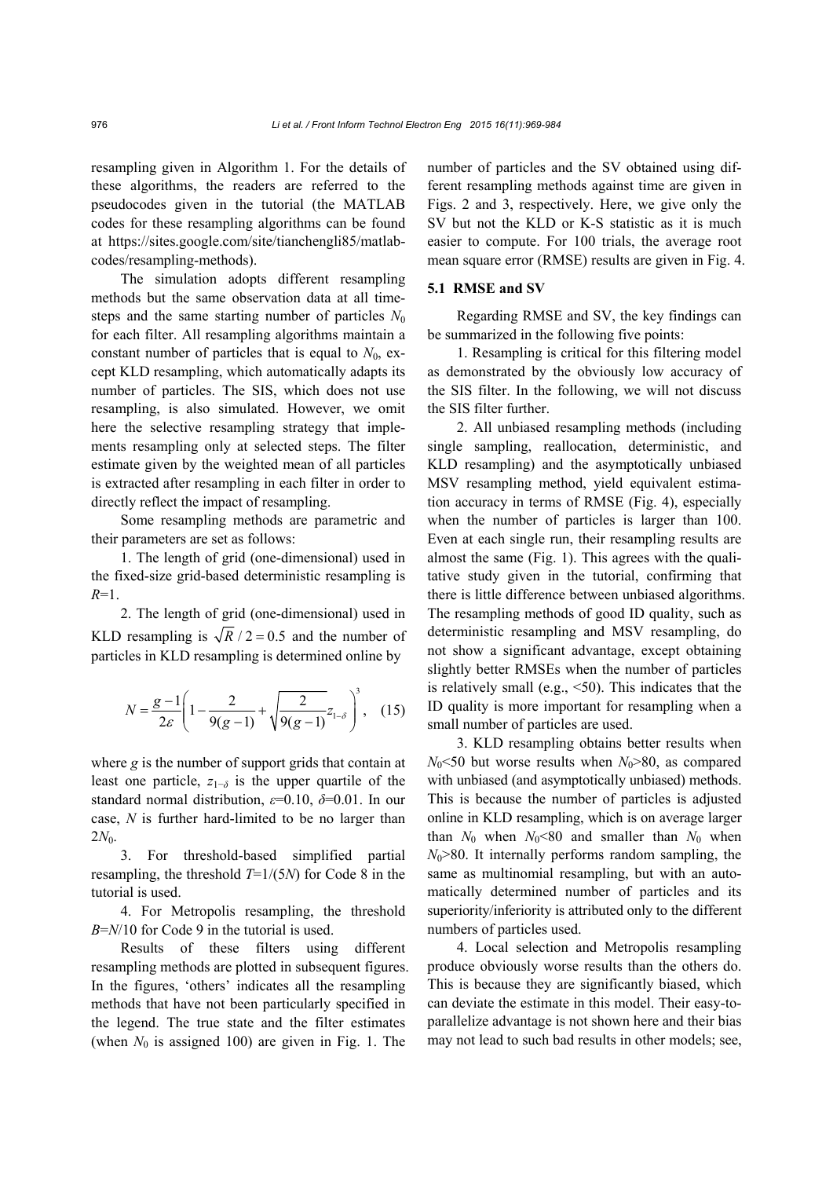resampling given in Algorithm 1. For the details of these algorithms, the readers are referred to the pseudocodes given in the tutorial (the MATLAB codes for these resampling algorithms can be found at https://sites.google.com/site/tianchengli85/matlab-codes/resampling-methods).

The simulation adopts different resampling methods but the same observation data at all time-steps and the same starting number of particles $N_0$ for each filter. All resampling algorithms maintain a constant number of particles that is equal to $N_0$, except KLD resampling, which automatically adapts its number of particles. The SIS, which does not use resampling, is also simulated. However, we omit here the selective resampling strategy that implements resampling only at selected steps. The filter estimate given by the weighted mean of all particles is extracted after resampling in each filter in order to directly reflect the impact of resampling.

Some resampling methods are parametric and their parameters are set as follows:

1. The length of grid (one-dimensional) used in the fixed-size grid-based deterministic resampling is $R$=1.

2. The length of grid (one-dimensional) used in KLD resampling is $\sqrt{R}/2=0.5$ and the number of particles in KLD resampling is determined online by

$$N=\frac{g-1}{2\varepsilon}\left(1-\frac{2}{9(g-1)}+\sqrt{\frac{2}{9(g-1)}}z_{1-\delta}\right)^3, \quad (15)$$

where $g$ is the number of support grids that contain at least one particle, $z_{1-\delta}$ is the upper quartile of the standard normal distribution, $\varepsilon$=0.10, $\delta$=0.01. In our case, $N$ is further hard-limited to be no larger than $2N_0$.

3. For threshold-based simplified partial resampling, the threshold $T$=1/(5$N$) for Code 8 in the tutorial is used.

4. For Metropolis resampling, the threshold $B$=$N$/10 for Code 9 in the tutorial is used.

Results of these filters using different resampling methods are plotted in subsequent figures. In the figures, 'others' indicates all the resampling methods that have not been particularly specified in the legend. The true state and the filter estimates (when $N_0$ is assigned 100) are given in Fig. 1. The number of particles and the SV obtained using different resampling methods against time are given in Figs. 2 and 3, respectively. Here, we give only the SV but not the KLD or K-S statistic as it is much easier to compute. For 100 trials, the average root mean square error (RMSE) results are given in Fig. 4.

### 5.1 RMSE and SV

Regarding RMSE and SV, the key findings can be summarized in the following five points:

1. Resampling is critical for this filtering model as demonstrated by the obviously low accuracy of the SIS filter. In the following, we will not discuss the SIS filter further.

2. All unbiased resampling methods (including single sampling, reallocation, deterministic, and KLD resampling) and the asymptotically unbiased MSV resampling method, yield equivalent estimation accuracy in terms of RMSE (Fig. 4), especially when the number of particles is larger than 100. Even at each single run, their resampling results are almost the same (Fig. 1). This agrees with the qualitative study given in the tutorial, confirming that there is little difference between unbiased algorithms. The resampling methods of good ID quality, such as deterministic resampling and MSV resampling, do not show a significant advantage, except obtaining slightly better RMSEs when the number of particles is relatively small (e.g., <50). This indicates that the ID quality is more important for resampling when a small number of particles are used.

3. KLD resampling obtains better results when $N_0$<50 but worse results when $N_0$>80, as compared with unbiased (and asymptotically unbiased) methods. This is because the number of particles is adjusted online in KLD resampling, which is on average larger than $N_0$ when $N_0$<80 and smaller than $N_0$ when $N_0$>80. It internally performs random sampling, the same as multinomial resampling, but with an automatically determined number of particles and its superiority/inferiority is attributed only to the different numbers of particles used.

4. Local selection and Metropolis resampling produce obviously worse results than the others do. This is because they are significantly biased, which can deviate the estimate in this model. Their easy-to-parallelize advantage is not shown here and their bias may not lead to such bad results in other models; see,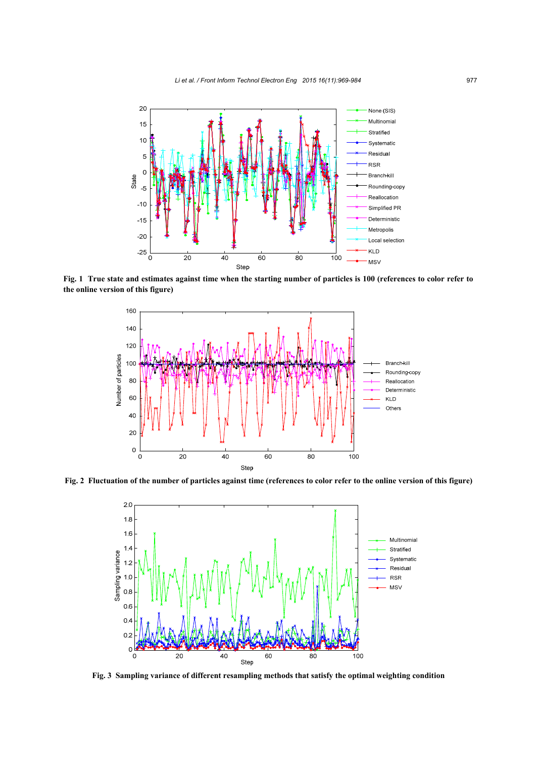**Fig. 1 True state and estimates against time when the starting number of particles is 100 (references to color refer to the online version of this figure)**

**Fig. 2 Fluctuation of the number of particles against time (references to color refer to the online version of this figure)**

**Fig. 3 Sampling variance of different resampling methods that satisfy the optimal weighting condition**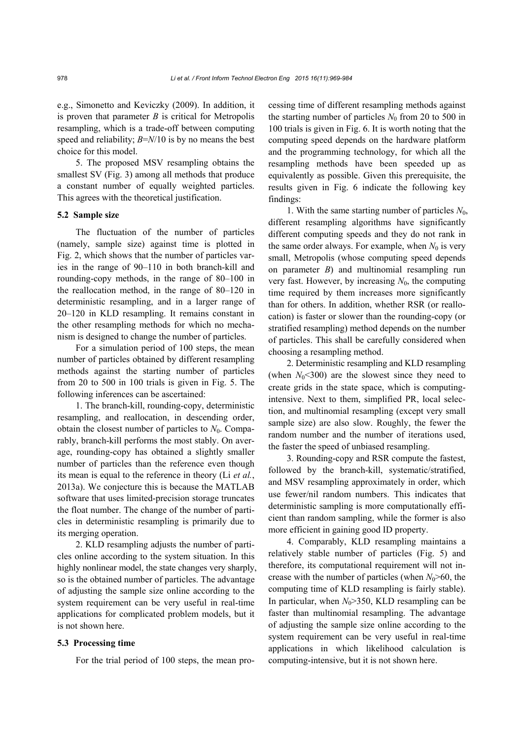e.g., Simonetto and Keviczky (2009). In addition, it is proven that parameter $B$ is critical for Metropolis resampling, which is a trade-off between computing speed and reliability; $B=N/10$ is by no means the best choice for this model.

5. The proposed MSV resampling obtains the smallest SV (Fig. 3) among all methods that produce a constant number of equally weighted particles. This agrees with the theoretical justification.

### 5.2 Sample size

The fluctuation of the number of particles (namely, sample size) against time is plotted in Fig. 2, which shows that the number of particles varies in the range of 90–110 in both branch-kill and rounding-copy methods, in the range of 80–100 in the reallocation method, in the range of 80–120 in deterministic resampling, and in a larger range of 20–120 in KLD resampling. It remains constant in the other resampling methods for which no mechanism is designed to change the number of particles.

For a simulation period of 100 steps, the mean number of particles obtained by different resampling methods against the starting number of particles from 20 to 500 in 100 trials is given in Fig. 5. The following inferences can be ascertained:

1. The branch-kill, rounding-copy, deterministic resampling, and reallocation, in descending order, obtain the closest number of particles to $N_0$. Comparably, branch-kill performs the most stably. On average, rounding-copy has obtained a slightly smaller number of particles than the reference even though its mean is equal to the reference in theory (Li *et al.*, 2013a). We conjecture this is because the MATLAB software that uses limited-precision storage truncates the float number. The change of the number of particles in deterministic resampling is primarily due to its merging operation.

2. KLD resampling adjusts the number of particles online according to the system situation. In this highly nonlinear model, the state changes very sharply, so is the obtained number of particles. The advantage of adjusting the sample size online according to the system requirement can be very useful in real-time applications for complicated problem models, but it is not shown here.

### 5.3 Processing time

For the trial period of 100 steps, the mean processing time of different resampling methods against the starting number of particles $N_0$ from 20 to 500 in 100 trials is given in Fig. 6. It is worth noting that the computing speed depends on the hardware platform and the programming technology, for which all the resampling methods have been speeded up as equivalently as possible. Given this prerequisite, the results given in Fig. 6 indicate the following key findings:

1. With the same starting number of particles $N_0$, different resampling algorithms have significantly different computing speeds and they do not rank in the same order always. For example, when $N_0$ is very small, Metropolis (whose computing speed depends on parameter $B$) and multinomial resampling run very fast. However, by increasing $N_0$, the computing time required by them increases more significantly than for others. In addition, whether RSR (or reallocation) is faster or slower than the rounding-copy (or stratified resampling) method depends on the number of particles. This shall be carefully considered when choosing a resampling method.

2. Deterministic resampling and KLD resampling (when $N_0<300$) are the slowest since they need to create grids in the state space, which is computing-intensive. Next to them, simplified PR, local selection, and multinomial resampling (except very small sample size) are also slow. Roughly, the fewer the random number and the number of iterations used, the faster the speed of unbiased resampling.

3. Rounding-copy and RSR compute the fastest, followed by the branch-kill, systematic/stratified, and MSV resampling approximately in order, which use fewer/nil random numbers. This indicates that deterministic sampling is more computationally efficient than random sampling, while the former is also more efficient in gaining good ID property.

4. Comparably, KLD resampling maintains a relatively stable number of particles (Fig. 5) and therefore, its computational requirement will not increase with the number of particles (when $N_0>60$, the computing time of KLD resampling is fairly stable). In particular, when $N_0>350$, KLD resampling can be faster than multinomial resampling. The advantage of adjusting the sample size online according to the system requirement can be very useful in real-time applications in which likelihood calculation is computing-intensive, but it is not shown here.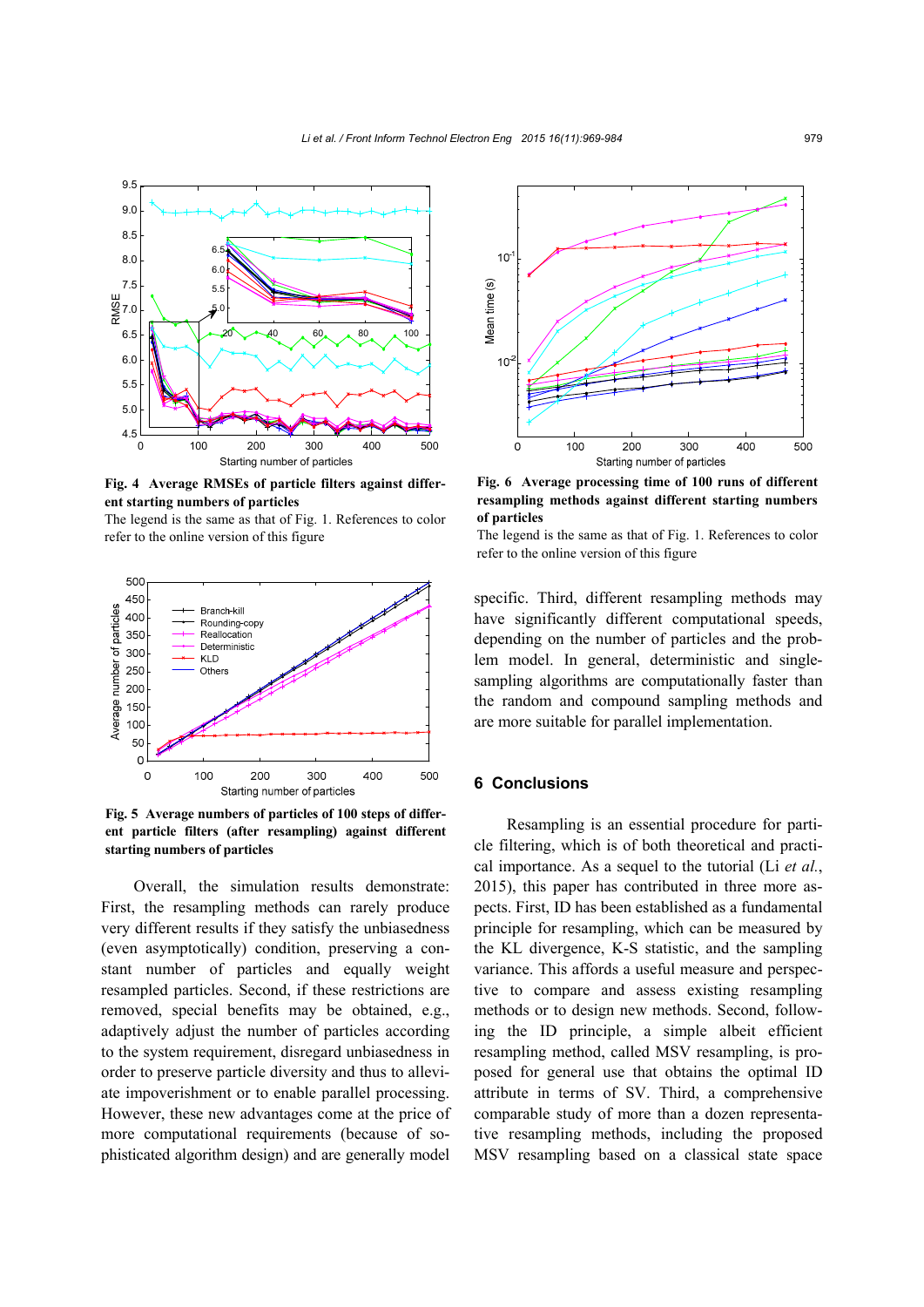**Fig. 4 Average RMSEs of particle filters against different starting numbers of particles**

The legend is the same as that of Fig. 1. References to color refer to the online version of this figure

**Fig. 5 Average numbers of particles of 100 steps of different particle filters (after resampling) against different starting numbers of particles**

Overall, the simulation results demonstrate: First, the resampling methods can rarely produce very different results if they satisfy the unbiasedness (even asymptotically) condition, preserving a constant number of particles and equally weight resampled particles. Second, if these restrictions are removed, special benefits may be obtained, e.g., adaptively adjust the number of particles according to the system requirement, disregard unbiasedness in order to preserve particle diversity and thus to alleviate impoverishment or to enable parallel processing. However, these new advantages come at the price of more computational requirements (because of sophisticated algorithm design) and are generally model

**Fig. 6 Average processing time of 100 runs of different resampling methods against different starting numbers of particles**

The legend is the same as that of Fig. 1. References to color refer to the online version of this figure

specific. Third, different resampling methods may have significantly different computational speeds, depending on the number of particles and the problem model. In general, deterministic and single-sampling algorithms are computationally faster than the random and compound sampling methods and are more suitable for parallel implementation.

## 6 Conclusions

Resampling is an essential procedure for particle filtering, which is of both theoretical and practical importance. As a sequel to the tutorial (Li *et al.*, 2015), this paper has contributed in three more aspects. First, ID has been established as a fundamental principle for resampling, which can be measured by the KL divergence, K-S statistic, and the sampling variance. This affords a useful measure and perspective to compare and assess existing resampling methods or to design new methods. Second, following the ID principle, a simple albeit efficient resampling method, called MSV resampling, is proposed for general use that obtains the optimal ID attribute in terms of SV. Third, a comprehensive comparable study of more than a dozen representative resampling methods, including the proposed MSV resampling based on a classical state space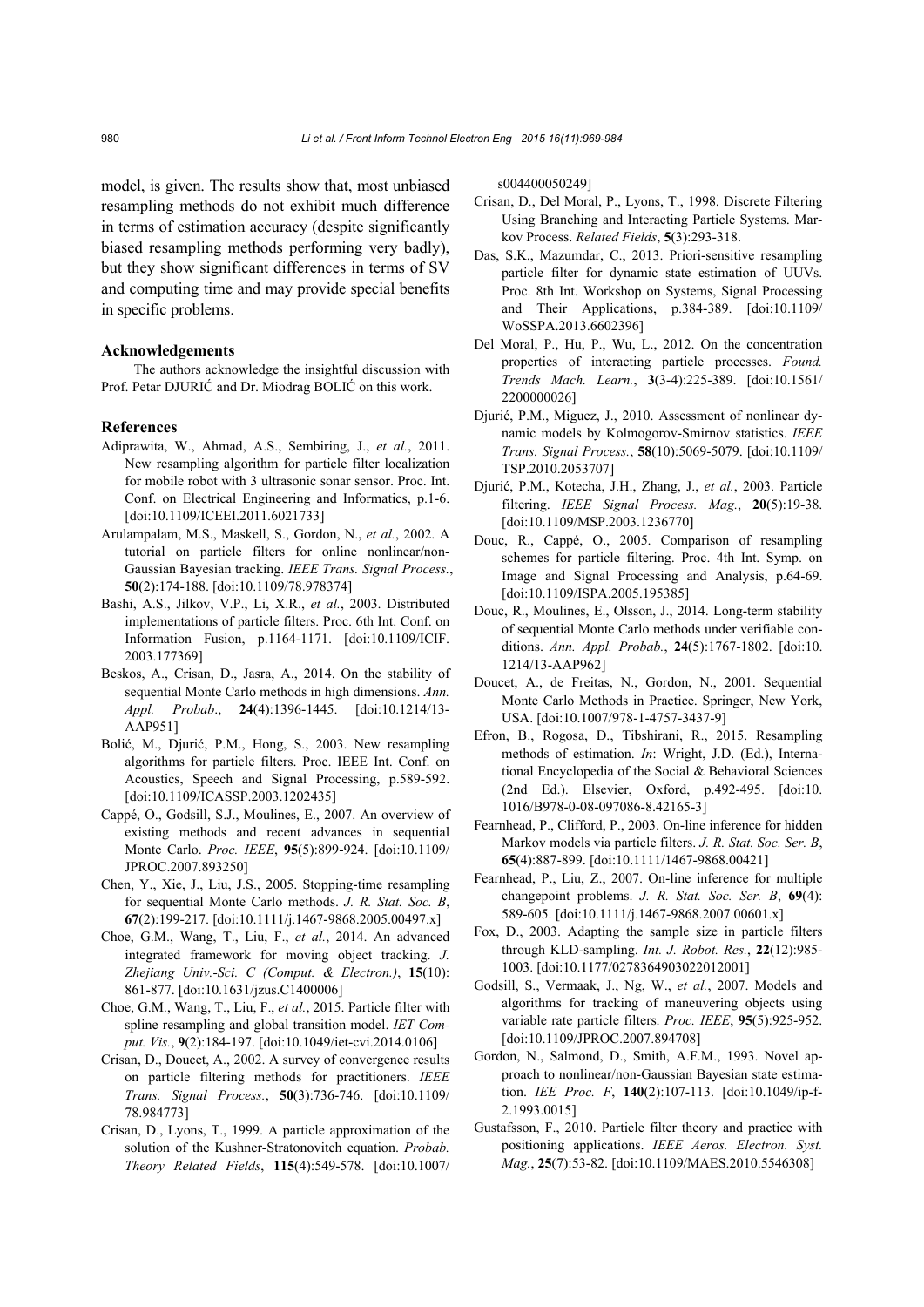model, is given. The results show that, most unbiased resampling methods do not exhibit much difference in terms of estimation accuracy (despite significantly biased resampling methods performing very badly), but they show significant differences in terms of SV and computing time and may provide special benefits in specific problems.

## Acknowledgements

The authors acknowledge the insightful discussion with Prof. Petar DJURIĆ and Dr. Miodrag BOLIĆ on this work.

## References

Adiprawita, W., Ahmad, A.S., Sembiring, J., *et al.*, 2011. New resampling algorithm for particle filter localization for mobile robot with 3 ultrasonic sonar sensor. Proc. Int. Conf. on Electrical Engineering and Informatics, p.1-6. [doi:10.1109/ICEEI.2011.6021733]

Arulampalam, M.S., Maskell, S., Gordon, N., *et al.*, 2002. A tutorial on particle filters for online nonlinear/non-Gaussian Bayesian tracking. *IEEE Trans. Signal Process.*, **50**(2):174-188. [doi:10.1109/78.978374]

Bashi, A.S., Jilkov, V.P., Li, X.R., *et al.*, 2003. Distributed implementations of particle filters. Proc. 6th Int. Conf. on Information Fusion, p.1164-1171. [doi:10.1109/ICIF.2003.177369]

Beskos, A., Crisan, D., Jasra, A., 2014. On the stability of sequential Monte Carlo methods in high dimensions. *Ann. Appl. Probab*., **24**(4):1396-1445. [doi:10.1214/13-AAP951]

Bolić, M., Djurić, P.M., Hong, S., 2003. New resampling algorithms for particle filters. Proc. IEEE Int. Conf. on Acoustics, Speech and Signal Processing, p.589-592. [doi:10.1109/ICASSP.2003.1202435]

Cappé, O., Godsill, S.J., Moulines, E., 2007. An overview of existing methods and recent advances in sequential Monte Carlo. *Proc. IEEE*, **95**(5):899-924. [doi:10.1109/JPROC.2007.893250]

Chen, Y., Xie, J., Liu, J.S., 2005. Stopping-time resampling for sequential Monte Carlo methods. *J. R. Stat. Soc. B*, **67**(2):199-217. [doi:10.1111/j.1467-9868.2005.00497.x]

Choe, G.M., Wang, T., Liu, F., *et al.*, 2014. An advanced integrated framework for moving object tracking. *J. Zhejiang Univ.-Sci. C (Comput. & Electron.)*, **15**(10): 861-877. [doi:10.1631/jzus.C1400006]

Choe, G.M., Wang, T., Liu, F., *et al.*, 2015. Particle filter with spline resampling and global transition model. *IET Comput. Vis.*, **9**(2):184-197. [doi:10.1049/iet-cvi.2014.0106]

Crisan, D., Doucet, A., 2002. A survey of convergence results on particle filtering methods for practitioners. *IEEE Trans. Signal Process.*, **50**(3):736-746. [doi:10.1109/78.984773]

Crisan, D., Lyons, T., 1999. A particle approximation of the solution of the Kushner-Stratonovitch equation. *Probab. Theory Related Fields*, **115**(4):549-578. [doi:10.1007/s004400050249]

Crisan, D., Del Moral, P., Lyons, T., 1998. Discrete Filtering Using Branching and Interacting Particle Systems. Markov Process. *Related Fields*, **5**(3):293-318.

Das, S.K., Mazumdar, C., 2013. Priori-sensitive resampling particle filter for dynamic state estimation of UUVs. Proc. 8th Int. Workshop on Systems, Signal Processing and Their Applications, p.384-389. [doi:10.1109/WoSSPA.2013.6602396]

Del Moral, P., Hu, P., Wu, L., 2012. On the concentration properties of interacting particle processes. *Found. Trends Mach. Learn.*, **3**(3-4):225-389. [doi:10.1561/2200000026]

Djurić, P.M., Miguez, J., 2010. Assessment of nonlinear dynamic models by Kolmogorov-Smirnov statistics. *IEEE Trans. Signal Process.*, **58**(10):5069-5079. [doi:10.1109/TSP.2010.2053707]

Djurić, P.M., Kotecha, J.H., Zhang, J., *et al.*, 2003. Particle filtering. *IEEE Signal Process. Mag.*, **20**(5):19-38. [doi:10.1109/MSP.2003.1236770]

Douc, R., Cappé, O., 2005. Comparison of resampling schemes for particle filtering. Proc. 4th Int. Symp. on Image and Signal Processing and Analysis, p.64-69. [doi:10.1109/ISPA.2005.195385]

Douc, R., Moulines, E., Olsson, J., 2014. Long-term stability of sequential Monte Carlo methods under verifiable conditions. *Ann. Appl. Probab.*, **24**(5):1767-1802. [doi:10.1214/13-AAP962]

Doucet, A., de Freitas, N., Gordon, N., 2001. Sequential Monte Carlo Methods in Practice. Springer, New York, USA. [doi:10.1007/978-1-4757-3437-9]

Efron, B., Rogosa, D., Tibshirani, R., 2015. Resampling methods of estimation. *In*: Wright, J.D. (Ed.), International Encyclopedia of the Social & Behavioral Sciences (2nd Ed.). Elsevier, Oxford, p.492-495. [doi:10.1016/B978-0-08-097086-8.42165-3]

Fearnhead, P., Clifford, P., 2003. On-line inference for hidden Markov models via particle filters. *J. R. Stat. Soc. Ser. B*, **65**(4):887-899. [doi:10.1111/1467-9868.00421]

Fearnhead, P., Liu, Z., 2007. On-line inference for multiple changepoint problems. *J. R. Stat. Soc. Ser. B*, **69**(4): 589-605. [doi:10.1111/j.1467-9868.2007.00601.x]

Fox, D., 2003. Adapting the sample size in particle filters through KLD-sampling. *Int. J. Robot. Res.*, **22**(12):985-1003. [doi:10.1177/0278364903022012001]

Godsill, S., Vermaak, J., Ng, W., *et al.*, 2007. Models and algorithms for tracking of maneuvering objects using variable rate particle filters. *Proc. IEEE*, **95**(5):925-952. [doi:10.1109/JPROC.2007.894708]

Gordon, N., Salmond, D., Smith, A.F.M., 1993. Novel approach to nonlinear/non-Gaussian Bayesian state estimation. *IEE Proc. F*, **140**(2):107-113. [doi:10.1049/ip-f-2.1993.0015]

Gustafsson, F., 2010. Particle filter theory and practice with positioning applications. *IEEE Aeros. Electron. Syst. Mag.*, **25**(7):53-82. [doi:10.1109/MAES.2010.5546308]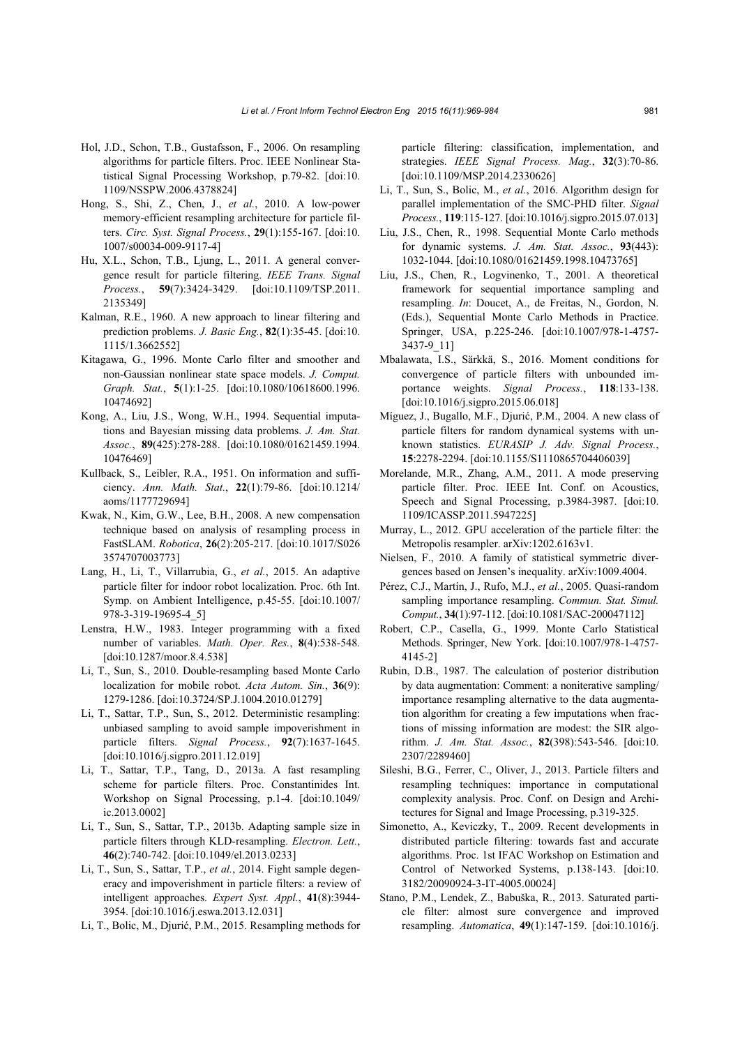Hol, J.D., Schon, T.B., Gustafsson, F., 2006. On resampling algorithms for particle filters. Proc. IEEE Nonlinear Statistical Signal Processing Workshop, p.79-82. [doi:10.1109/NSSPW.2006.4378824]

Hong, S., Shi, Z., Chen, J., *et al.*, 2010. A low-power memory-efficient resampling architecture for particle filters. *Circ. Syst. Signal Process.*, **29**(1):155-167. [doi:10.1007/s00034-009-9117-4]

Hu, X.L., Schon, T.B., Ljung, L., 2011. A general convergence result for particle filtering. *IEEE Trans. Signal Process.*, **59**(7):3424-3429. [doi:10.1109/TSP.2011.2135349]

Kalman, R.E., 1960. A new approach to linear filtering and prediction problems. *J. Basic Eng.*, **82**(1):35-45. [doi:10.1115/1.3662552]

Kitagawa, G., 1996. Monte Carlo filter and smoother and non-Gaussian nonlinear state space models. *J. Comput. Graph. Stat.*, **5**(1):1-25. [doi:10.1080/10618600.1996.10474692]

Kong, A., Liu, J.S., Wong, W.H., 1994. Sequential imputations and Bayesian missing data problems. *J. Am. Stat. Assoc.*, **89**(425):278-288. [doi:10.1080/01621459.1994.10476469]

Kullback, S., Leibler, R.A., 1951. On information and sufficiency. *Ann. Math. Stat.*, **22**(1):79-86. [doi:10.1214/aoms/1177729694]

Kwak, N., Kim, G.W., Lee, B.H., 2008. A new compensation technique based on analysis of resampling process in FastSLAM. *Robotica*, **26**(2):205-217. [doi:10.1017/S0263574707003773]

Lang, H., Li, T., Villarrubia, G., *et al.*, 2015. An adaptive particle filter for indoor robot localization. Proc. 6th Int. Symp. on Ambient Intelligence, p.45-55. [doi:10.1007/978-3-319-19695-4_5]

Lenstra, H.W., 1983. Integer programming with a fixed number of variables. *Math. Oper. Res.*, **8**(4):538-548. [doi:10.1287/moor.8.4.538]

Li, T., Sun, S., 2010. Double-resampling based Monte Carlo localization for mobile robot. *Acta Autom. Sin.*, **36**(9):1279-1286. [doi:10.3724/SP.J.1004.2010.01279]

Li, T., Sattar, T.P., Sun, S., 2012. Deterministic resampling: unbiased sampling to avoid sample impoverishment in particle filters. *Signal Process.*, **92**(7):1637-1645. [doi:10.1016/j.sigpro.2011.12.019]

Li, T., Sattar, T.P., Tang, D., 2013a. A fast resampling scheme for particle filters. Proc. Constantinides Int. Workshop on Signal Processing, p.1-4. [doi:10.1049/ic.2013.0002]

Li, T., Sun, S., Sattar, T.P., 2013b. Adapting sample size in particle filters through KLD-resampling. *Electron. Lett.*, **46**(2):740-742. [doi:10.1049/el.2013.0233]

Li, T., Sun, S., Sattar, T.P., *et al.*, 2014. Fight sample degeneracy and impoverishment in particle filters: a review of intelligent approaches. *Expert Syst. Appl.*, **41**(8):3944-3954. [doi:10.1016/j.eswa.2013.12.031]

Li, T., Bolic, M., Djurić, P.M., 2015. Resampling methods for particle filtering: classification, implementation, and strategies. *IEEE Signal Process. Mag.*, **32**(3):70-86. [doi:10.1109/MSP.2014.2330626]

Li, T., Sun, S., Bolic, M., *et al.*, 2016. Algorithm design for parallel implementation of the SMC-PHD filter. *Signal Process.*, **119**:115-127. [doi:10.1016/j.sigpro.2015.07.013]

Liu, J.S., Chen, R., 1998. Sequential Monte Carlo methods for dynamic systems. *J. Am. Stat. Assoc.*, **93**(443):1032-1044. [doi:10.1080/01621459.1998.10473765]

Liu, J.S., Chen, R., Logvinenko, T., 2001. A theoretical framework for sequential importance sampling and resampling. *In*: Doucet, A., de Freitas, N., Gordon, N. (Eds.), Sequential Monte Carlo Methods in Practice. Springer, USA, p.225-246. [doi:10.1007/978-1-4757-3437-9_11]

Mbalawata, I.S., Särkkä, S., 2016. Moment conditions for convergence of particle filters with unbounded importance weights. *Signal Process.*, **118**:133-138. [doi:10.1016/j.sigpro.2015.06.018]

Míguez, J., Bugallo, M.F., Djurić, P.M., 2004. A new class of particle filters for random dynamical systems with unknown statistics. *EURASIP J. Adv. Signal Process.*, **15**:2278-2294. [doi:10.1155/S1110865704406039]

Morelande, M.R., Zhang, A.M., 2011. A mode preserving particle filter. Proc. IEEE Int. Conf. on Acoustics, Speech and Signal Processing, p.3984-3987. [doi:10.1109/ICASSP.2011.5947225]

Murray, L., 2012. GPU acceleration of the particle filter: the Metropolis resampler. arXiv:1202.6163v1.

Nielsen, F., 2010. A family of statistical symmetric divergences based on Jensen's inequality. arXiv:1009.4004.

Pérez, C.J., Martín, J., Rufo, M.J., *et al.*, 2005. Quasi-random sampling importance resampling. *Commun. Stat. Simul. Comput.*, **34**(1):97-112. [doi:10.1081/SAC-200047112]

Robert, C.P., Casella, G., 1999. Monte Carlo Statistical Methods. Springer, New York. [doi:10.1007/978-1-4757-4145-2]

Rubin, D.B., 1987. The calculation of posterior distribution by data augmentation: Comment: a noniterative sampling/importance resampling alternative to the data augmentation algorithm for creating a few imputations when fractions of missing information are modest: the SIR algorithm. *J. Am. Stat. Assoc.*, **82**(398):543-546. [doi:10.2307/2289460]

Sileshi, B.G., Ferrer, C., Oliver, J., 2013. Particle filters and resampling techniques: importance in computational complexity analysis. Proc. Conf. on Design and Architectures for Signal and Image Processing, p.319-325.

Simonetto, A., Keviczky, T., 2009. Recent developments in distributed particle filtering: towards fast and accurate algorithms. Proc. 1st IFAC Workshop on Estimation and Control of Networked Systems, p.138-143. [doi:10.3182/20090924-3-IT-4005.00024]

Stano, P.M., Lendek, Z., Babuška, R., 2013. Saturated particle filter: almost sure convergence and improved resampling. *Automatica*, **49**(1):147-159. [doi:10.1016/j.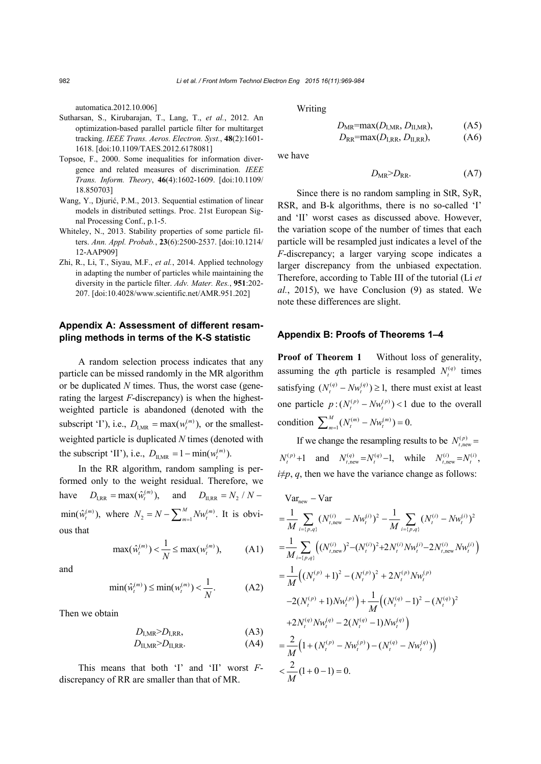automatica.2012.10.006]

Sutharsan, S., Kirubarajan, T., Lang, T., *et al.*, 2012. An optimization-based parallel particle filter for multitarget tracking. *IEEE Trans. Aeros. Electron. Syst.*, **48**(2):1601-1618. [doi:10.1109/TAES.2012.6178081]

Topsoe, F., 2000. Some inequalities for information divergence and related measures of discrimination. *IEEE Trans. Inform. Theory*, **46**(4):1602-1609. [doi:10.1109/18.850703]

Wang, Y., Djurić, P.M., 2013. Sequential estimation of linear models in distributed settings. Proc. 21st European Signal Processing Conf., p.1-5.

Whiteley, N., 2013. Stability properties of some particle filters. *Ann. Appl. Probab.*, **23**(6):2500-2537. [doi:10.1214/12-AAP909]

Zhi, R., Li, T., Siyau, M.F., *et al.*, 2014. Applied technology in adapting the number of particles while maintaining the diversity in the particle filter. *Adv. Mater. Res.*, **951**:202-207. [doi:10.4028/www.scientific.net/AMR.951.202]

## Appendix A: Assessment of different resampling methods in terms of the K-S statistic

A random selection process indicates that any particle can be missed randomly in the MR algorithm or be duplicated $N$ times. Thus, the worst case (generating the largest $F$-discrepancy) is when the highest-weighted particle is abandoned (denoted with the subscript 'I'), i.e., $D_{\text{I,MR}} = \max(w_t^{(m)})$, or the smallest-weighted particle is duplicated $N$ times (denoted with the subscript 'II'), i.e., $D_{\text{II,MR}} = 1 - \min(w_t^{(m)})$.

In the RR algorithm, random sampling is performed only to the weight residual. Therefore, we have $D_{\text{I,RR}} = \max(\hat{w}_t^{(m)})$, and $D_{\text{II,RR}} = N_2 / N - \min(\hat{w}_t^{(m)})$, where $N_2 = N - \sum_{m=1}^{M} N w_t^{(m)}$. It is obvious that

$$\max(\hat{w}_t^{(m)}) < \frac{1}{N} \leq \max(w_t^{(m)}), \tag{A1}$$

and

$$\min(\hat{w}_t^{(m)}) \leq \min(w_t^{(m)}) < \frac{1}{N}. \tag{A2}$$

Then we obtain

$$D_{\text{I,MR}} > D_{\text{I,RR}}, \tag{A3}$$

$$D_{\text{II,MR}} > D_{\text{II,RR}}. \tag{A4}$$

This means that both 'I' and 'II' worst $F$-discrepancy of RR are smaller than that of MR.

Writing

$$D_{\text{MR}} = \max(D_{\text{I,MR}}, D_{\text{II,MR}}), \tag{A5}$$

$$D_{\text{RR}} = \max(D_{\text{I,RR}}, D_{\text{II,RR}}), \tag{A6}$$

we have

$$D_{\text{MR}} > D_{\text{RR}}. \tag{A7}$$

Since there is no random sampling in StR, SyR, RSR, and B-k algorithms, there is no so-called 'I' and 'II' worst cases as discussed above. However, the variation scope of the number of times that each particle will be resampled just indicates a level of the $F$-discrepancy; a larger varying scope indicates a larger discrepancy from the unbiased expectation. Therefore, according to Table III of the tutorial (Li *et al.*, 2015), we have Conclusion (9) as stated. We note these differences are slight.

## Appendix B: Proofs of Theorems 1–4

**Proof of Theorem 1** Without loss of generality, assuming the $q$th particle is resampled $N_t^{(q)}$ times satisfying $(N_t^{(q)} - N w_t^{(q)}) \geq 1$, there must exist at least one particle $p: (N_t^{(p)} - N w_t^{(p)}) < 1$ due to the overall condition $\sum_{m=1}^{M} (N_t^{(m)} - N w_t^{(m)}) = 0$.

If we change the resampling results to be $N_{t,\text{new}}^{(p)} = N_t^{(p)} + 1$ and $N_{t,\text{new}}^{(q)} = N_t^{(q)} - 1$, while $N_{t,\text{new}}^{(i)} = N_t^{(i)}$, $i \neq p, q$, then we have the variance change as follows:

$$\begin{aligned}
&\text{Var}_{\text{new}} - \text{Var} \\
&= \frac{1}{M} \sum_{i=\{p,q\}} (N_{t,\text{new}}^{(i)} - N w_t^{(i)})^2 - \frac{1}{M} \sum_{i=\{p,q\}} (N_t^{(i)} - N w_t^{(i)})^2 \\
&= \frac{1}{M} \sum_{i=\{p,q\}} \left( (N_{t,\text{new}}^{(i)})^2 - (N_t^{(i)})^2 + 2N_t^{(i)} N w_t^{(i)} - 2N_{t,\text{new}}^{(i)} N w_t^{(i)} \right) \\
&= \frac{1}{M} \Big( (N_t^{(p)} + 1)^2 - (N_t^{(p)})^2 + 2N_t^{(p)} N w_t^{(p)} \\
&\quad - 2(N_t^{(p)} + 1) N w_t^{(p)} \Big) + \frac{1}{M} \Big( (N_t^{(q)} - 1)^2 - (N_t^{(q)})^2 \\
&\quad + 2N_t^{(q)} N w_t^{(q)} - 2(N_t^{(q)} - 1) N w_t^{(q)} \Big) \\
&= \frac{2}{M} \Big( 1 + (N_t^{(p)} - N w_t^{(p)}) - (N_t^{(q)} - N w_t^{(q)}) \Big) \\
&< \frac{2}{M} (1 + 0 - 1) = 0.
\end{aligned}$$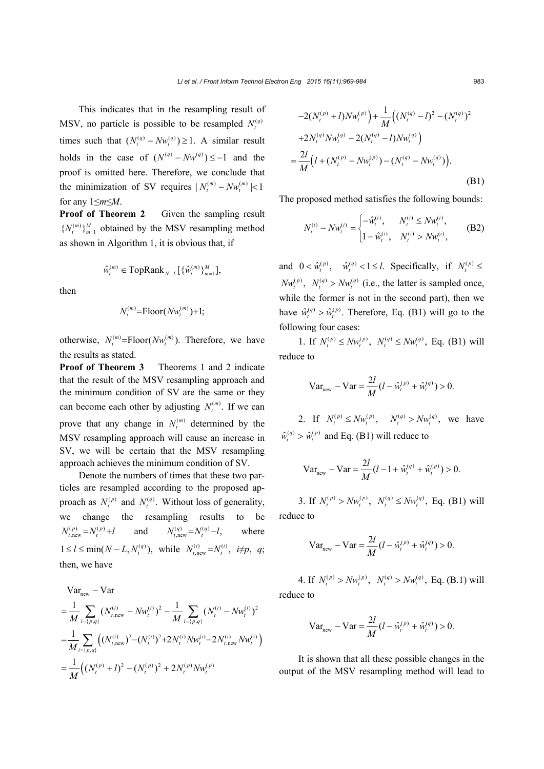This indicates that in the resampling result of MSV, no particle is possible to be resampled $N_t^{(q)}$ times such that $(N_t^{(q)} - Nw_t^{(q)}) \geq 1$. A similar result holds in the case of $(N^{(q)} - Nw^{(q)}) \leq -1$ and the proof is omitted here. Therefore, we conclude that the minimization of SV requires $|N_t^{(m)} - Nw_t^{(m)}| < 1$ for any $1 \leq m \leq M$.

**Proof of Theorem 2** Given the sampling result $\{N_t^{(m)}\}_{m=1}^{M}$ obtained by the MSV resampling method as shown in Algorithm 1, it is obvious that, if

$$\hat{w}_t^{(m)} \in \text{TopRank}_{N-L}[\{\hat{w}_t^{(m)}\}_{m=1}^{M}],$$

then

$$N_t^{(m)} = \text{Floor}(Nw_t^{(m)}) + 1;$$

otherwise, $N_t^{(m)} = \text{Floor}(Nw_t^{(m)})$. Therefore, we have the results as stated.

**Proof of Theorem 3** Theorems 1 and 2 indicate that the result of the MSV resampling approach and the minimum condition of SV are the same or they can become each other by adjusting $N_t^{(m)}$. If we can prove that any change in $N_t^{(m)}$ determined by the MSV resampling approach will cause an increase in SV, we will be certain that the MSV resampling approach achieves the minimum condition of SV.

Denote the numbers of times that these two particles are resampled according to the proposed approach as $N_t^{(p)}$ and $N_t^{(q)}$. Without loss of generality, we change the resampling results to be $N_{t,\text{new}}^{(p)} = N_t^{(p)} + l$ and $N_{t,\text{new}}^{(q)} = N_t^{(q)} - l$, where $1 \leq l \leq \min(N-L, N_t^{(q)})$, while $N_{t,\text{new}}^{(i)} = N_t^{(i)}$, $i \neq p$, $q$; then, we have

$$\begin{aligned}
&\text{Var}_{\text{new}} - \text{Var} \\
&= \frac{1}{M}\sum_{i=\{p,q\}}(N_{t,\text{new}}^{(i)} - Nw_t^{(i)})^2 - \frac{1}{M}\sum_{i=\{p,q\}}(N_t^{(i)} - Nw_t^{(i)})^2 \\
&= \frac{1}{M}\sum_{i=\{p,q\}}\left((N_{t,\text{new}}^{(i)})^2 - (N_t^{(i)})^2 + 2N_t^{(i)}Nw_t^{(i)} - 2N_{t,\text{new}}^{(i)}Nw_t^{(i)}\right) \\
&= \frac{1}{M}\Big((N_t^{(p)} + l)^2 - (N_t^{(p)})^2 + 2N_t^{(p)}Nw_t^{(p)} \\
&\quad -2(N_t^{(p)} + l)Nw_t^{(p)}\Big) + \frac{1}{M}\Big((N_t^{(q)} - l)^2 - (N_t^{(q)})^2 \\
&\quad +2N_t^{(q)}Nw_t^{(q)} - 2(N_t^{(q)} - l)Nw_t^{(q)}\Big) \\
&= \frac{2l}{M}\left(l + (N_t^{(p)} - Nw_t^{(p)}) - (N_t^{(q)} - Nw_t^{(q)})\right).
\end{aligned} \tag{B1}$$

The proposed method satisfies the following bounds:

$$N_t^{(i)} - Nw_t^{(i)} = \begin{cases} -\hat{w}_t^{(i)}, & N_t^{(i)} \leq Nw_t^{(i)}, \\ 1 - \hat{w}_t^{(i)}, & N_t^{(i)} > Nw_t^{(i)}, \end{cases} \tag{B2}$$

and $0 < \hat{w}_t^{(p)}$, $\hat{w}_t^{(q)} < 1 \leq l$. Specifically, if $N_t^{(p)} \leq Nw_t^{(p)}$, $N_t^{(q)} > Nw_t^{(q)}$ (i.e., the latter is sampled once, while the former is not in the second part), then we have $\hat{w}_t^{(q)} > \hat{w}_t^{(p)}$. Therefore, Eq. (B1) will go to the following four cases:

1. If $N_t^{(p)} \leq Nw_t^{(p)}$, $N_t^{(q)} \leq Nw_t^{(q)}$, Eq. (B1) will reduce to

$$\text{Var}_{\text{new}} - \text{Var} = \frac{2l}{M}(l - \hat{w}_t^{(p)} + \hat{w}_t^{(q)}) > 0.$$

2. If $N_t^{(p)} \leq Nw_t^{(p)}$, $N_t^{(q)} > Nw_t^{(q)}$, we have $\hat{w}_t^{(q)} > \hat{w}_t^{(p)}$ and Eq. (B1) will reduce to

$$\text{Var}_{\text{new}} - \text{Var} = \frac{2l}{M}(l - 1 + \hat{w}_t^{(q)} + \hat{w}_t^{(p)}) > 0.$$

3. If $N_t^{(p)} > Nw_t^{(p)}$, $N_t^{(q)} \leq Nw_t^{(q)}$, Eq. (B1) will reduce to

$$\text{Var}_{\text{new}} - \text{Var} = \frac{2l}{M}(l - \hat{w}_t^{(p)} + \hat{w}_t^{(q)}) > 0.$$

4. If $N_t^{(p)} > Nw_t^{(p)}$, $N_t^{(q)} > Nw_t^{(q)}$, Eq. (B.1) will reduce to

$$\text{Var}_{\text{new}} - \text{Var} = \frac{2l}{M}(l - \hat{w}_t^{(p)} + \hat{w}_t^{(q)}) > 0.$$

It is shown that all these possible changes in the output of the MSV resampling method will lead to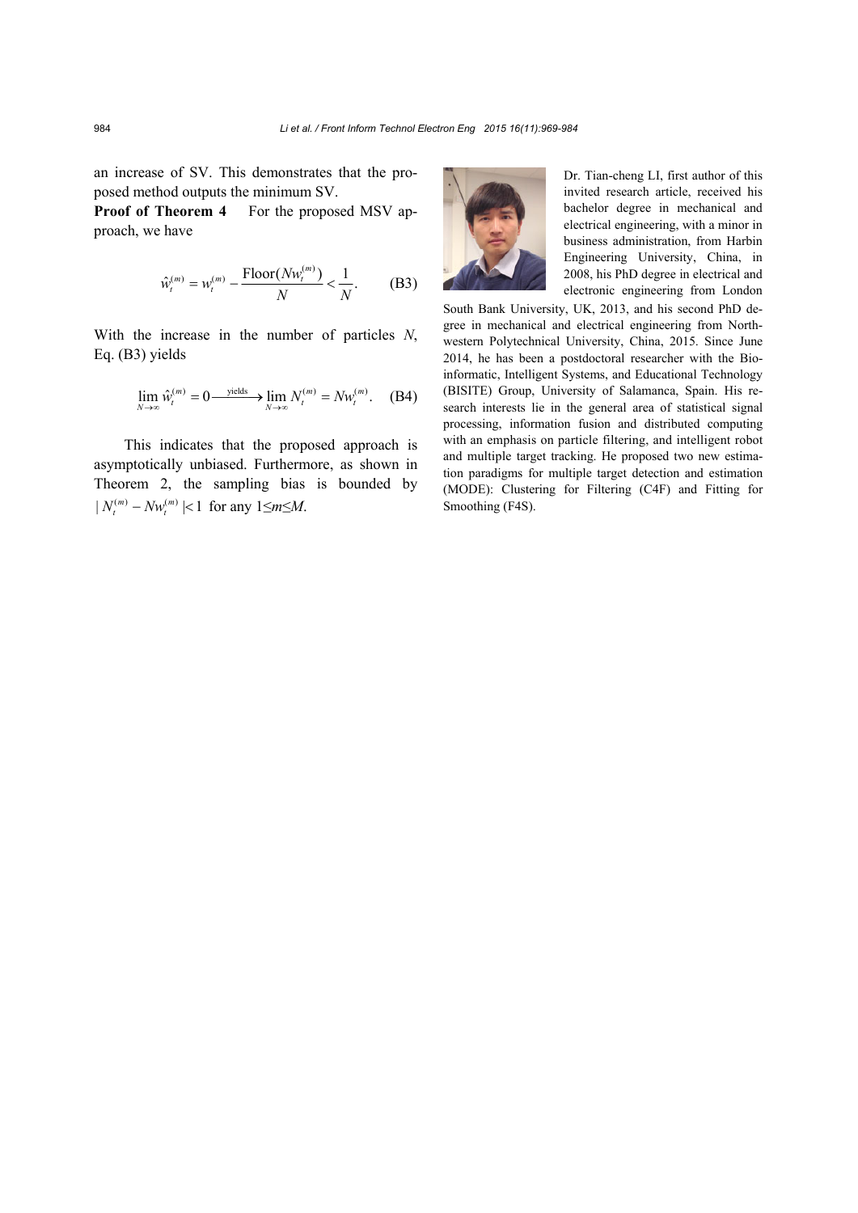an increase of SV. This demonstrates that the proposed method outputs the minimum SV.

**Proof of Theorem 4** For the proposed MSV approach, we have

$$\hat{w}_t^{(m)} = w_t^{(m)} - \frac{\text{Floor}(Nw_t^{(m)})}{N} < \frac{1}{N}. \tag{B3}$$

With the increase in the number of particles $N$, Eq. (B3) yields

$$\lim_{N\to\infty} \hat{w}_t^{(m)} = 0 \xrightarrow{\text{yields}} \lim_{N\to\infty} N_t^{(m)} = Nw_t^{(m)}. \tag{B4}$$

This indicates that the proposed approach is asymptotically unbiased. Furthermore, as shown in Theorem 2, the sampling bias is bounded by $|N_t^{(m)} - Nw_t^{(m)}| < 1$ for any $1 \le m \le M$.

Dr. Tian-cheng LI, first author of this invited research article, received his bachelor degree in mechanical and electrical engineering, with a minor in business administration, from Harbin Engineering University, China, in 2008, his PhD degree in electrical and electronic engineering from London South Bank University, UK, 2013, and his second PhD degree in mechanical and electrical engineering from Northwestern Polytechnical University, China, 2015. Since June 2014, he has been a postdoctoral researcher with the Bioinformatic, Intelligent Systems, and Educational Technology (BISITE) Group, University of Salamanca, Spain. His research interests lie in the general area of statistical signal processing, information fusion and distributed computing with an emphasis on particle filtering, and intelligent robot and multiple target tracking. He proposed two new estimation paradigms for multiple target detection and estimation (MODE): Clustering for Filtering (C4F) and Fitting for Smoothing (F4S).